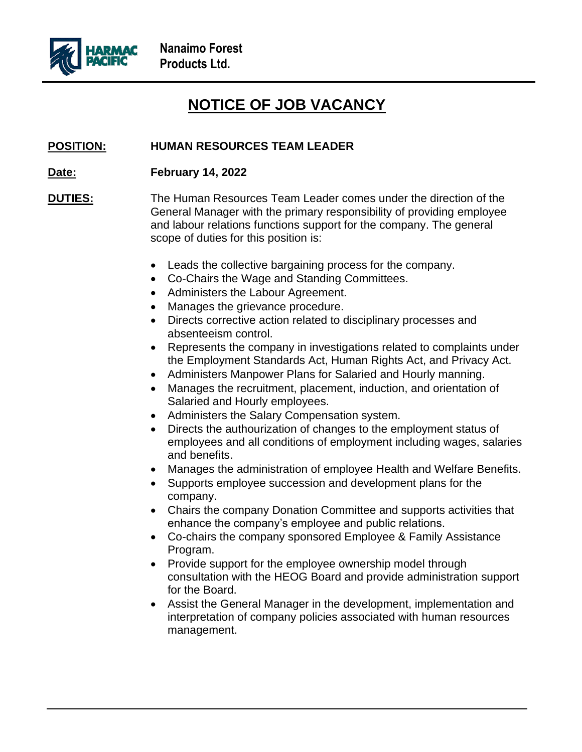**Nanaimo Forest Products Ltd.**

# NOTICE OF JOB VACANCY

**POSITION:** **HUMAN RESOURCES TEAM LEADER**

**Date:** **February 14, 2022**

**DUTIES:** The Human Resources Team Leader comes under the direction of the General Manager with the primary responsibility of providing employee and labour relations functions support for the company. The general scope of duties for this position is:

- Leads the collective bargaining process for the company.
- Co-Chairs the Wage and Standing Committees.
- Administers the Labour Agreement.
- Manages the grievance procedure.
- Directs corrective action related to disciplinary processes and absenteeism control.
- Represents the company in investigations related to complaints under the Employment Standards Act, Human Rights Act, and Privacy Act.
- Administers Manpower Plans for Salaried and Hourly manning.
- Manages the recruitment, placement, induction, and orientation of Salaried and Hourly employees.
- Administers the Salary Compensation system.
- Directs the authourization of changes to the employment status of employees and all conditions of employment including wages, salaries and benefits.
- Manages the administration of employee Health and Welfare Benefits.
- Supports employee succession and development plans for the company.
- Chairs the company Donation Committee and supports activities that enhance the company's employee and public relations.
- Co-chairs the company sponsored Employee & Family Assistance Program.
- Provide support for the employee ownership model through consultation with the HEOG Board and provide administration support for the Board.
- Assist the General Manager in the development, implementation and interpretation of company policies associated with human resources management.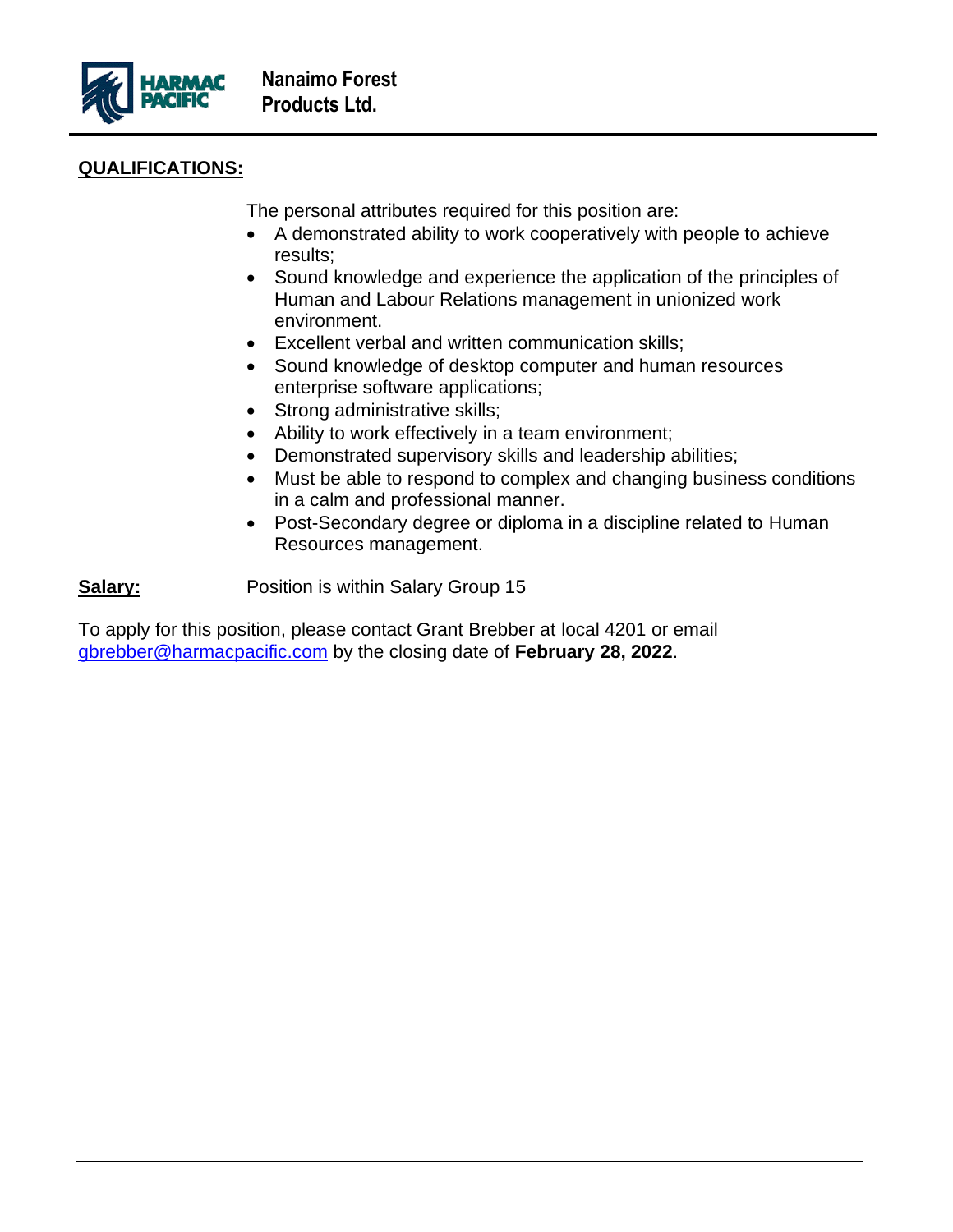**Nanaimo Forest Products Ltd.**

## QUALIFICATIONS:

The personal attributes required for this position are:

- A demonstrated ability to work cooperatively with people to achieve results;
- Sound knowledge and experience the application of the principles of Human and Labour Relations management in unionized work environment.
- Excellent verbal and written communication skills;
- Sound knowledge of desktop computer and human resources enterprise software applications;
- Strong administrative skills;
- Ability to work effectively in a team environment;
- Demonstrated supervisory skills and leadership abilities;
- Must be able to respond to complex and changing business conditions in a calm and professional manner.
- Post-Secondary degree or diploma in a discipline related to Human Resources management.

**Salary:** Position is within Salary Group 15

To apply for this position, please contact Grant Brebber at local 4201 or email gbrebber@harmacpacific.com by the closing date of **February 28, 2022**.